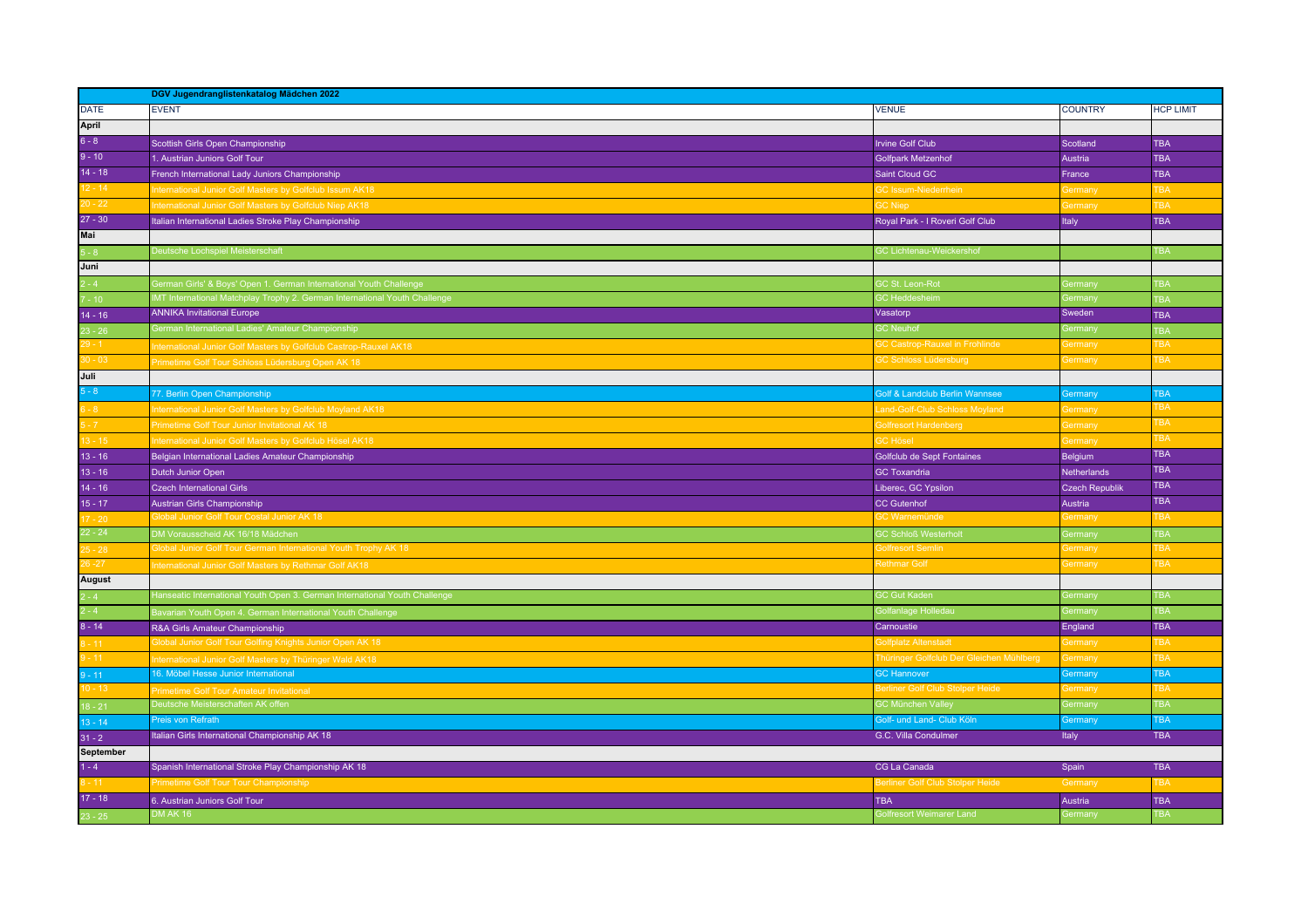| | DGV Jugendranglistenkatalog Mädchen 2022 | | | |
|---|---|---|---|---|
| DATE | EVENT | VENUE | COUNTRY | HCP LIMIT |
| **April** | | | | |
| 6 - 8 | Scottish Girls Open Championship | Irvine Golf Club | Scotland | TBA |
| 9 - 10 | 1. Austrian Juniors Golf Tour | Golfpark Metzenhof | Austria | TBA |
| 14 - 18 | French International Lady Juniors Championship | Saint Cloud GC | France | TBA |
| 12 - 14 | International Junior Golf Masters by Golfclub Issum AK18 | GC Issum-Niederrhein | Germany | TBA |
| 20 - 22 | International Junior Golf Masters by Golfclub Niep AK18 | GC Niep | Germany | TBA |
| 27 - 30 | Italian International Ladies Stroke Play Championship | Royal Park - I Roveri Golf Club | Italy | TBA |
| **Mai** | | | | |
| 5 - 8 | Deutsche Lochspiel Meisterschaft | GC Lichtenau-Weickershof | | TBA |
| **Juni** | | | | |
| 2 - 4 | German Girls' & Boys' Open 1. German International Youth Challenge | GC St. Leon-Rot | Germany | TBA |
| 7 - 10 | IMT International Matchplay Trophy 2. German International Youth Challenge | GC Heddesheim | Germany | TBA |
| 14 - 16 | ANNIKA Invitational Europe | Vasatorp | Sweden | TBA |
| 23 - 26 | German International Ladies' Amateur Championship | GC Neuhof | Germany | TBA |
| 29 - 1 | International Junior Golf Masters by Golfclub Castrop-Rauxel AK18 | GC Castrop-Rauxel in Frohlinde | Germany | TBA |
| 30 - 03 | Primetime Golf Tour Schloss Lüdersburg Open AK 18 | GC Schloss Lüdersburg | Germany | TBA |
| **Juli** | | | | |
| 5 - 8 | 77. Berlin Open Championship | Golf & Landclub Berlin Wannsee | Germany | TBA |
| 6 - 8 | International Junior Golf Masters by Golfclub Moyland AK18 | Land-Golf-Club Schloss Moyland | Germany | TBA |
| 5 - 7 | Primetime Golf Tour Junior Invitational AK 18 | Golfresort Hardenberg | Germany | TBA |
| 13 - 15 | International Junior Golf Masters by Golfclub Hösel AK18 | GC Hösel | Germany | TBA |
| 13 - 16 | Belgian International Ladies Amateur Championship | Golfclub de Sept Fontaines | Belgium | TBA |
| 13 - 16 | Dutch Junior Open | GC Toxandria | Netherlands | TBA |
| 14 - 16 | Czech International Girls | Liberec, GC Ypsilon | Czech Republik | TBA |
| 15 - 17 | Austrian Girls Championship | CC Gutenhof | Austria | TBA |
| 17 - 20 | Global Junior Golf Tour Costal Junior AK 18 | GC Warnemünde | Germany | TBA |
| 22 - 24 | DM Vorausscheid AK 16/18 Mädchen | GC Schloß Westerholt | Germany | TBA |
| 25 - 28 | Global Junior Golf Tour German International Youth Trophy AK 18 | Golfresort Semlin | Germany | TBA |
| 26 -27 | International Junior Golf Masters by Rethmar Golf AK18 | Rethmar Golf | Germany | TBA |
| **August** | | | | |
| 2 - 4 | Hanseatic International Youth Open 3. German International Youth Challenge | GC Gut Kaden | Germany | TBA |
| 2 - 4 | Bavarian Youth Open 4. German International Youth Challenge | Golfanlage Holledau | Germany | TBA |
| 8 - 14 | R&A Girls Amateur Championship | Carnoustie | England | TBA |
| 9 - 11 | Global Junior Golf Tour Golfing Knights Junior Open AK 18 | Golfplatz Altenstadt | Germany | TBA |
| 9 - 11 | International Junior Golf Masters by Thüringer Wald AK18 | Thüringer Golfclub Der Gleichen Mühlberg | Germany | TBA |
| 9 - 11 | 16. Möbel Hesse Junior International | GC Hannover | Germany | TBA |
| 10 - 13 | Primetime Golf Tour Amateur Invitational | Berliner Golf Club Stolper Heide | Germany | TBA |
| 18 - 21 | Deutsche Meisterschaften AK offen | GC München Valley | Germany | TBA |
| 13 - 14 | Preis von Refrath | Golf- und Land- Club Köln | Germany | TBA |
| 31 - 2 | Italian Girls International Championship AK 18 | G.C. Villa Condulmer | Italy | TBA |
| **September** | | | | |
| 1 - 4 | Spanish International Stroke Play Championship AK 18 | CG La Canada | Spain | TBA |
| 8 - 11 | Primetime Golf Tour Tour Championship | Berliner Golf Club Stolper Heide | Germany | TBA |
| 17 - 18 | 6. Austrian Juniors Golf Tour | TBA | Austria | TBA |
| 23 - 25 | DM AK 16 | Golfresort Weimarer Land | Germany | TBA |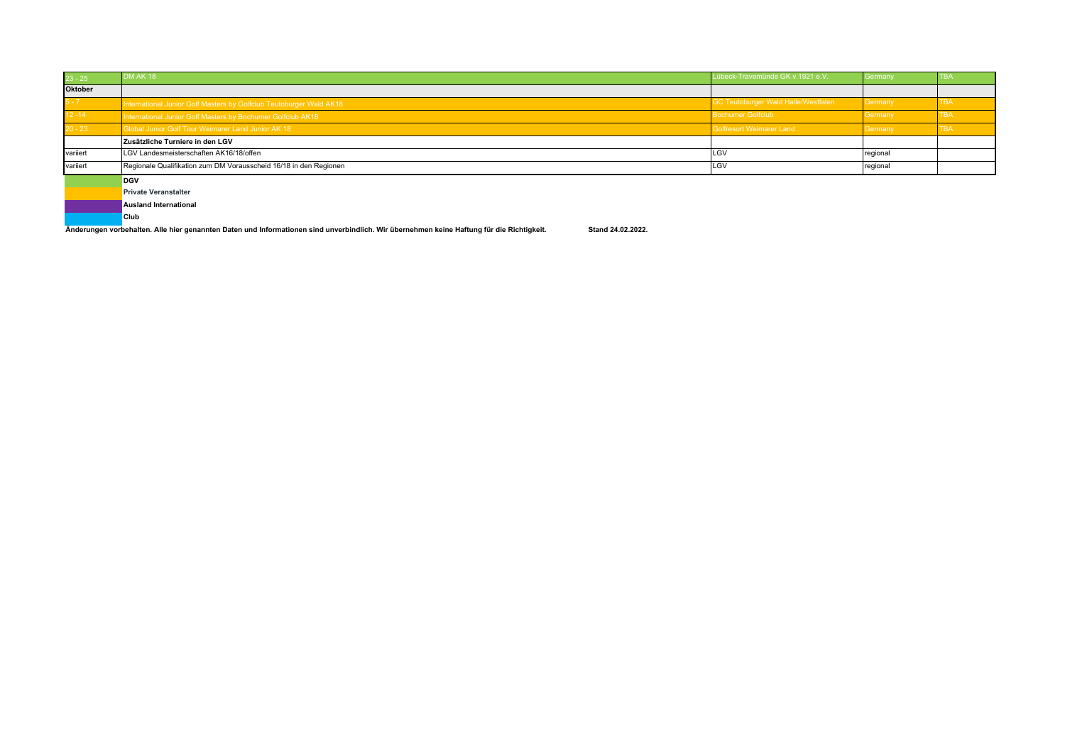| | | | | |
|---|---|---|---|---|
| 23 - 25 | DM AK 18 | Lübeck-Travemünde GK v.1921 e.V. | Germany | TBA |
| **Oktober** | | | | |
| 5 - 7 | International Junior Golf Masters by Golfclub Teutoburger Wald AK18 | GC Teutoburger Wald Halle/Westfalen | Germany | TBA |
| 12 -14 | International Junior Golf Masters by Bochumer Golfclub AK18 | Bochumer Golfclub | Germany | TBA |
| 20 - 23 | Global Junior Golf Tour Weimarer Land Junior AK 18 | Golfresort Weimarer Land | Germany | TBA |
| | **Zusätzliche Turniere in den LGV** | | | |
| variiert | LGV Landesmeisterschaften AK16/18/offen | LGV | regional | |
| variiert | Regionale Qualifikation zum DM Vorausscheid 16/18 in den Regionen | LGV | regional | |

**DGV**

**Private Veranstalter**

**Ausland International**

**Club**

**Änderungen vorbehalten. Alle hier genannten Daten und Informationen sind unverbindlich. Wir übernehmen keine Haftung für die Richtigkeit.** **Stand 24.02.2022.**